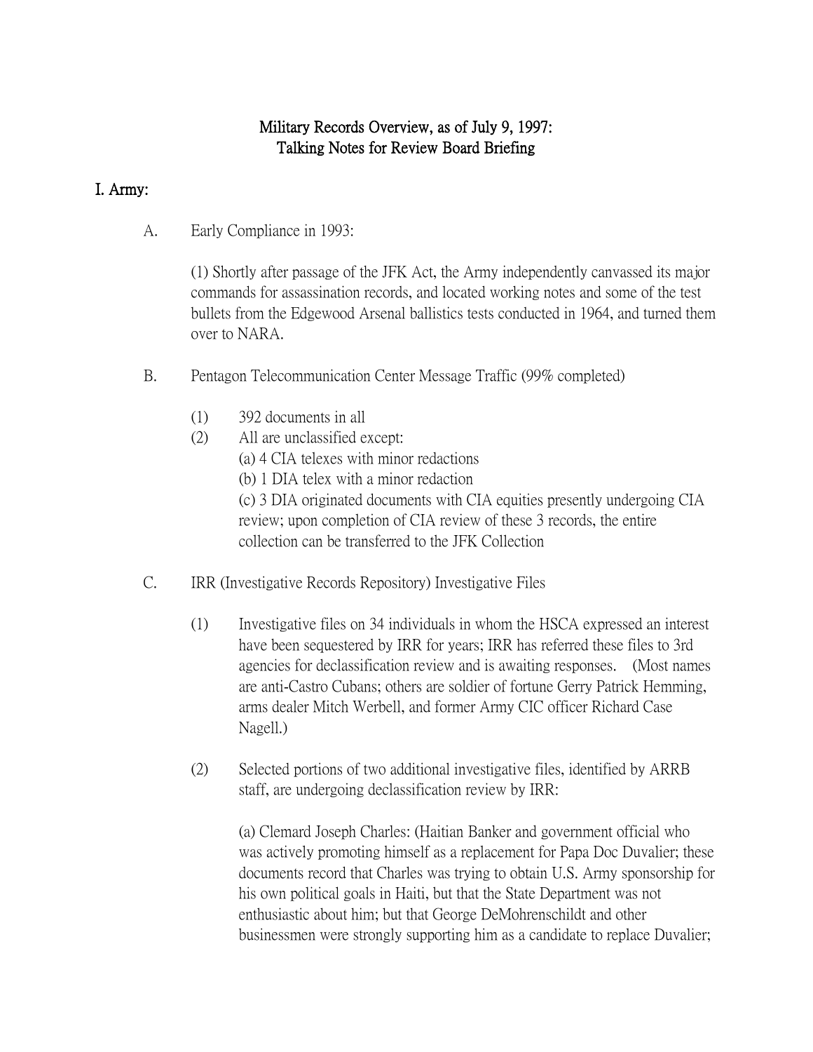# Military Records Overview, as of July 9, 1997:
# Talking Notes for Review Board Briefing

## I. Army:

A. Early Compliance in 1993:

(1) Shortly after passage of the JFK Act, the Army independently canvassed its major commands for assassination records, and located working notes and some of the test bullets from the Edgewood Arsenal ballistics tests conducted in 1964, and turned them over to NARA.

B. Pentagon Telecommunication Center Message Traffic (99% completed)

(1) 392 documents in all

(2) All are unclassified except:

(a) 4 CIA telexes with minor redactions

(b) 1 DIA telex with a minor redaction

(c) 3 DIA originated documents with CIA equities presently undergoing CIA review; upon completion of CIA review of these 3 records, the entire collection can be transferred to the JFK Collection

C. IRR (Investigative Records Repository) Investigative Files

(1) Investigative files on 34 individuals in whom the HSCA expressed an interest have been sequestered by IRR for years; IRR has referred these files to 3rd agencies for declassification review and is awaiting responses. (Most names are anti-Castro Cubans; others are soldier of fortune Gerry Patrick Hemming, arms dealer Mitch Werbell, and former Army CIC officer Richard Case Nagell.)

(2) Selected portions of two additional investigative files, identified by ARRB staff, are undergoing declassification review by IRR:

(a) Clemard Joseph Charles: (Haitian Banker and government official who was actively promoting himself as a replacement for Papa Doc Duvalier; these documents record that Charles was trying to obtain U.S. Army sponsorship for his own political goals in Haiti, but that the State Department was not enthusiastic about him; but that George DeMohrenschildt and other businessmen were strongly supporting him as a candidate to replace Duvalier;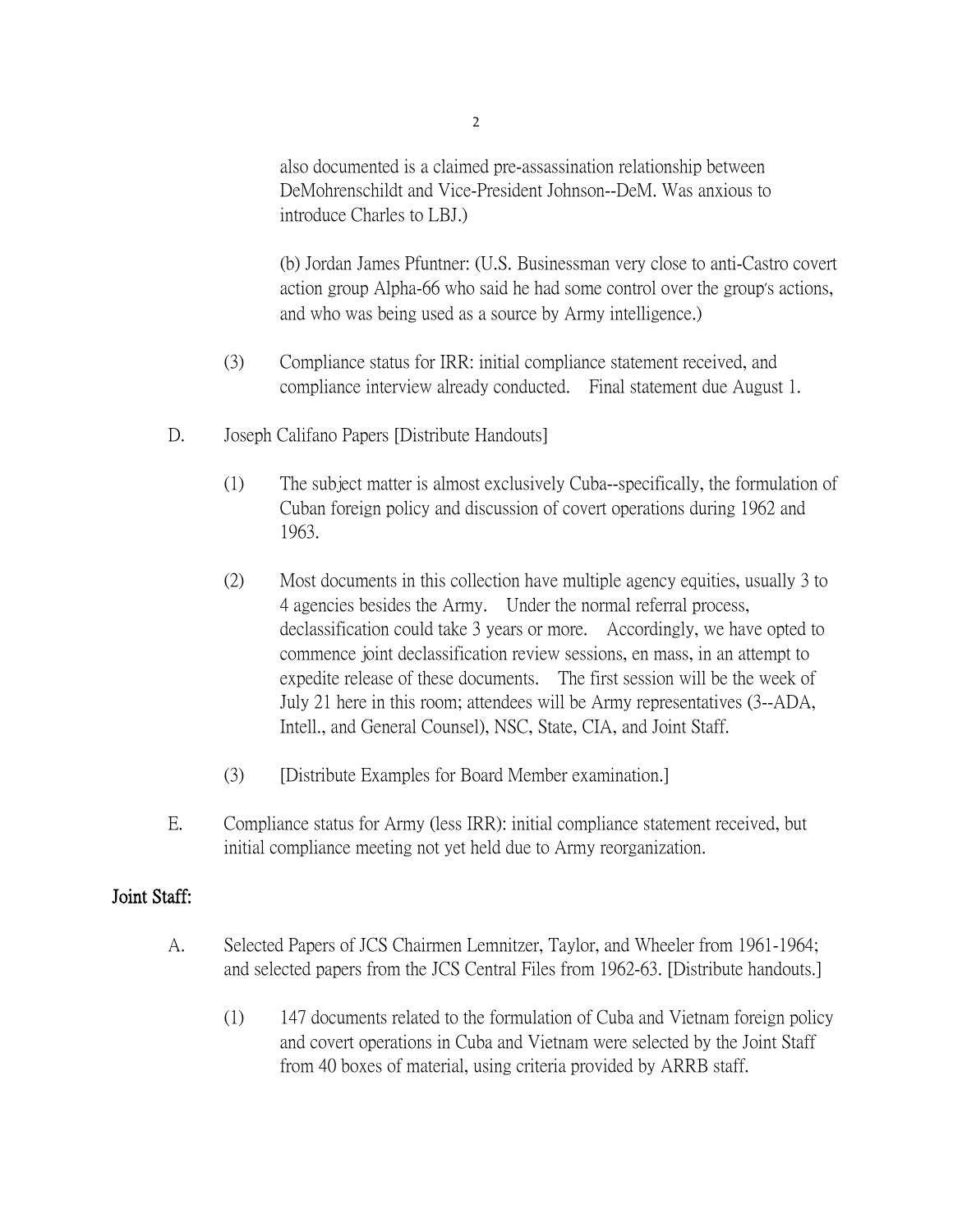also documented is a claimed pre-assassination relationship between DeMohrenschildt and Vice-President Johnson--DeM. Was anxious to introduce Charles to LBJ.)

(b) Jordan James Pfuntner: (U.S. Businessman very close to anti-Castro covert action group Alpha-66 who said he had some control over the group's actions, and who was being used as a source by Army intelligence.)

(3) Compliance status for IRR: initial compliance statement received, and compliance interview already conducted. Final statement due August 1.

D. Joseph Califano Papers [Distribute Handouts]

(1) The subject matter is almost exclusively Cuba--specifically, the formulation of Cuban foreign policy and discussion of covert operations during 1962 and 1963.

(2) Most documents in this collection have multiple agency equities, usually 3 to 4 agencies besides the Army. Under the normal referral process, declassification could take 3 years or more. Accordingly, we have opted to commence joint declassification review sessions, en mass, in an attempt to expedite release of these documents. The first session will be the week of July 21 here in this room; attendees will be Army representatives (3--ADA, Intell., and General Counsel), NSC, State, CIA, and Joint Staff.

(3) [Distribute Examples for Board Member examination.]

E. Compliance status for Army (less IRR): initial compliance statement received, but initial compliance meeting not yet held due to Army reorganization.

**Joint Staff:**

A. Selected Papers of JCS Chairmen Lemnitzer, Taylor, and Wheeler from 1961-1964; and selected papers from the JCS Central Files from 1962-63. [Distribute handouts.]

(1) 147 documents related to the formulation of Cuba and Vietnam foreign policy and covert operations in Cuba and Vietnam were selected by the Joint Staff from 40 boxes of material, using criteria provided by ARRB staff.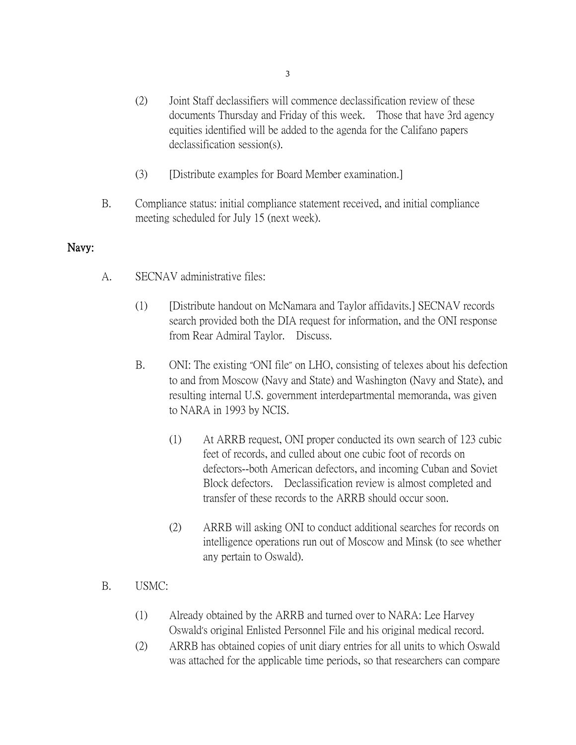(2) Joint Staff declassifiers will commence declassification review of these documents Thursday and Friday of this week. Those that have 3rd agency equities identified will be added to the agenda for the Califano papers declassification session(s).

(3) [Distribute examples for Board Member examination.]

B. Compliance status: initial compliance statement received, and initial compliance meeting scheduled for July 15 (next week).

**Navy:**

A. SECNAV administrative files:

(1) [Distribute handout on McNamara and Taylor affidavits.] SECNAV records search provided both the DIA request for information, and the ONI response from Rear Admiral Taylor. Discuss.

B. ONI: The existing "ONI file" on LHO, consisting of telexes about his defection to and from Moscow (Navy and State) and Washington (Navy and State), and resulting internal U.S. government interdepartmental memoranda, was given to NARA in 1993 by NCIS.

(1) At ARRB request, ONI proper conducted its own search of 123 cubic feet of records, and culled about one cubic foot of records on defectors--both American defectors, and incoming Cuban and Soviet Block defectors. Declassification review is almost completed and transfer of these records to the ARRB should occur soon.

(2) ARRB will asking ONI to conduct additional searches for records on intelligence operations run out of Moscow and Minsk (to see whether any pertain to Oswald).

B. USMC:

(1) Already obtained by the ARRB and turned over to NARA: Lee Harvey Oswald's original Enlisted Personnel File and his original medical record.

(2) ARRB has obtained copies of unit diary entries for all units to which Oswald was attached for the applicable time periods, so that researchers can compare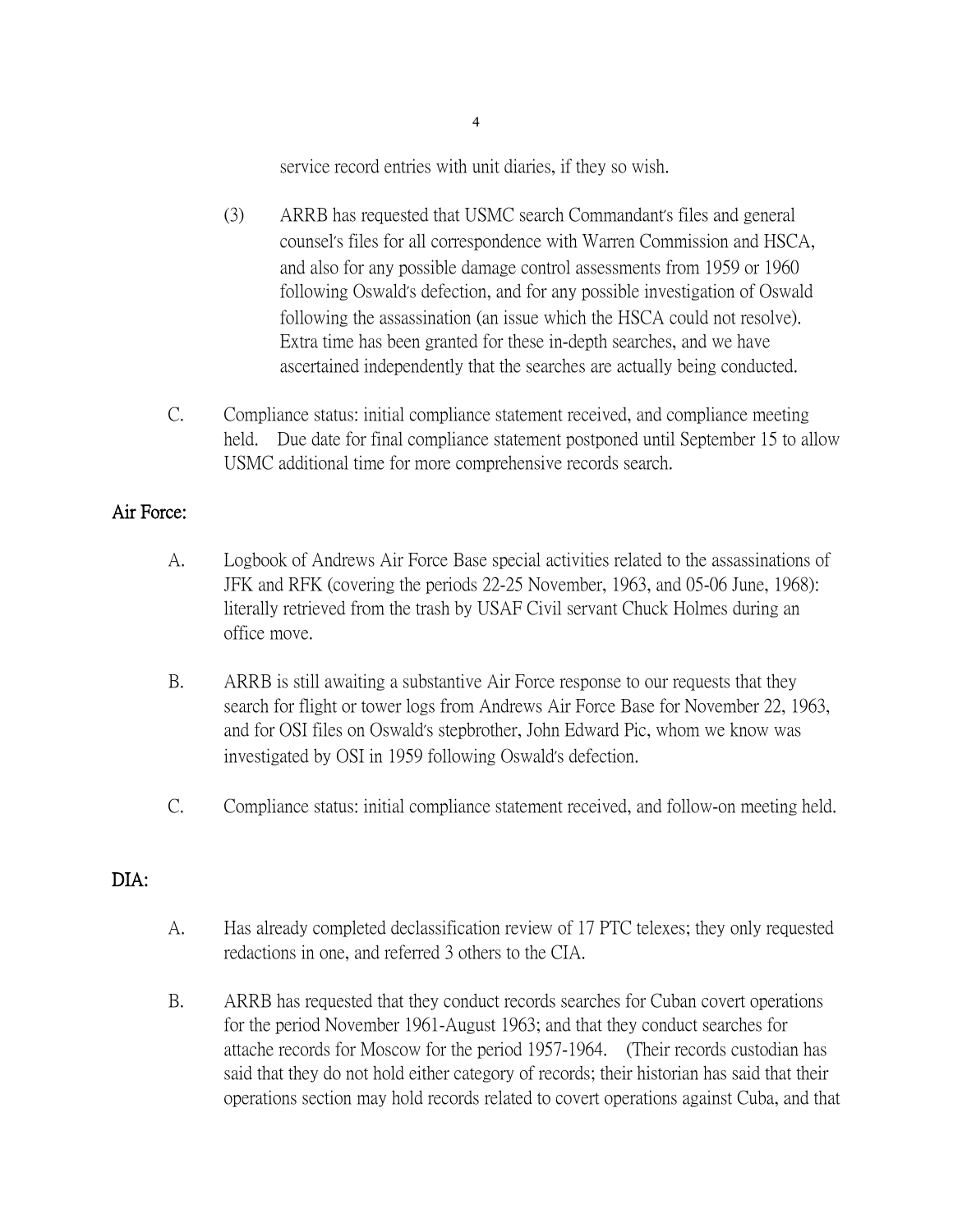service record entries with unit diaries, if they so wish.

(3) ARRB has requested that USMC search Commandant's files and general counsel's files for all correspondence with Warren Commission and HSCA, and also for any possible damage control assessments from 1959 or 1960 following Oswald's defection, and for any possible investigation of Oswald following the assassination (an issue which the HSCA could not resolve). Extra time has been granted for these in-depth searches, and we have ascertained independently that the searches are actually being conducted.

C. Compliance status: initial compliance statement received, and compliance meeting held. Due date for final compliance statement postponed until September 15 to allow USMC additional time for more comprehensive records search.

**Air Force:**

A. Logbook of Andrews Air Force Base special activities related to the assassinations of JFK and RFK (covering the periods 22-25 November, 1963, and 05-06 June, 1968): literally retrieved from the trash by USAF Civil servant Chuck Holmes during an office move.

B. ARRB is still awaiting a substantive Air Force response to our requests that they search for flight or tower logs from Andrews Air Force Base for November 22, 1963, and for OSI files on Oswald's stepbrother, John Edward Pic, whom we know was investigated by OSI in 1959 following Oswald's defection.

C. Compliance status: initial compliance statement received, and follow-on meeting held.

**DIA:**

A. Has already completed declassification review of 17 PTC telexes; they only requested redactions in one, and referred 3 others to the CIA.

B. ARRB has requested that they conduct records searches for Cuban covert operations for the period November 1961-August 1963; and that they conduct searches for attache records for Moscow for the period 1957-1964. (Their records custodian has said that they do not hold either category of records; their historian has said that their operations section may hold records related to covert operations against Cuba, and that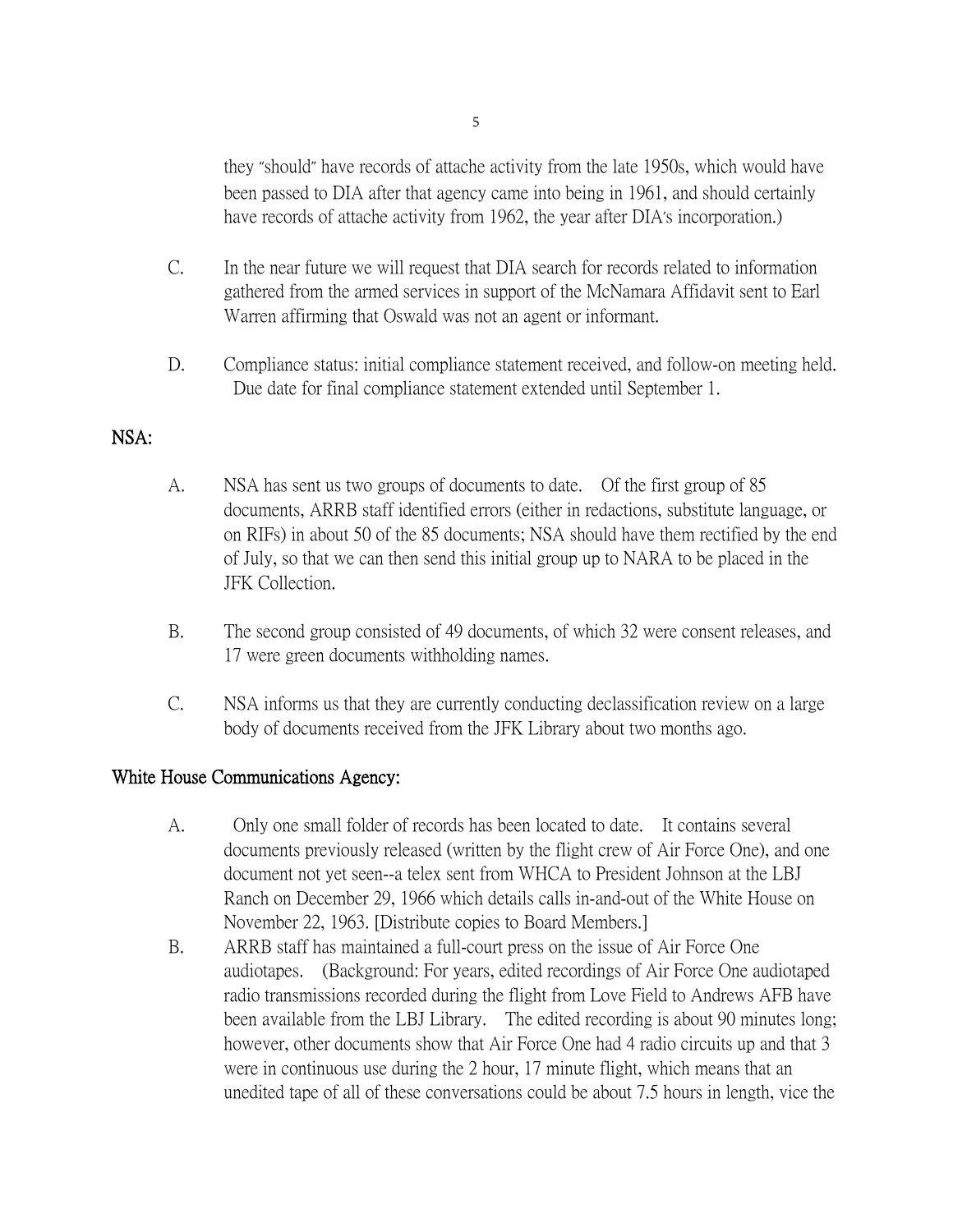they "should" have records of attache activity from the late 1950s, which would have been passed to DIA after that agency came into being in 1961, and should certainly have records of attache activity from 1962, the year after DIA's incorporation.)

C. In the near future we will request that DIA search for records related to information gathered from the armed services in support of the McNamara Affidavit sent to Earl Warren affirming that Oswald was not an agent or informant.

D. Compliance status: initial compliance statement received, and follow-on meeting held. Due date for final compliance statement extended until September 1.

**NSA:**

A. NSA has sent us two groups of documents to date. Of the first group of 85 documents, ARRB staff identified errors (either in redactions, substitute language, or on RIFs) in about 50 of the 85 documents; NSA should have them rectified by the end of July, so that we can then send this initial group up to NARA to be placed in the JFK Collection.

B. The second group consisted of 49 documents, of which 32 were consent releases, and 17 were green documents withholding names.

C. NSA informs us that they are currently conducting declassification review on a large body of documents received from the JFK Library about two months ago.

**White House Communications Agency:**

A. Only one small folder of records has been located to date. It contains several documents previously released (written by the flight crew of Air Force One), and one document not yet seen--a telex sent from WHCA to President Johnson at the LBJ Ranch on December 29, 1966 which details calls in-and-out of the White House on November 22, 1963. [Distribute copies to Board Members.]

B. ARRB staff has maintained a full-court press on the issue of Air Force One audiotapes. (Background: For years, edited recordings of Air Force One audiotaped radio transmissions recorded during the flight from Love Field to Andrews AFB have been available from the LBJ Library. The edited recording is about 90 minutes long; however, other documents show that Air Force One had 4 radio circuits up and that 3 were in continuous use during the 2 hour, 17 minute flight, which means that an unedited tape of all of these conversations could be about 7.5 hours in length, vice the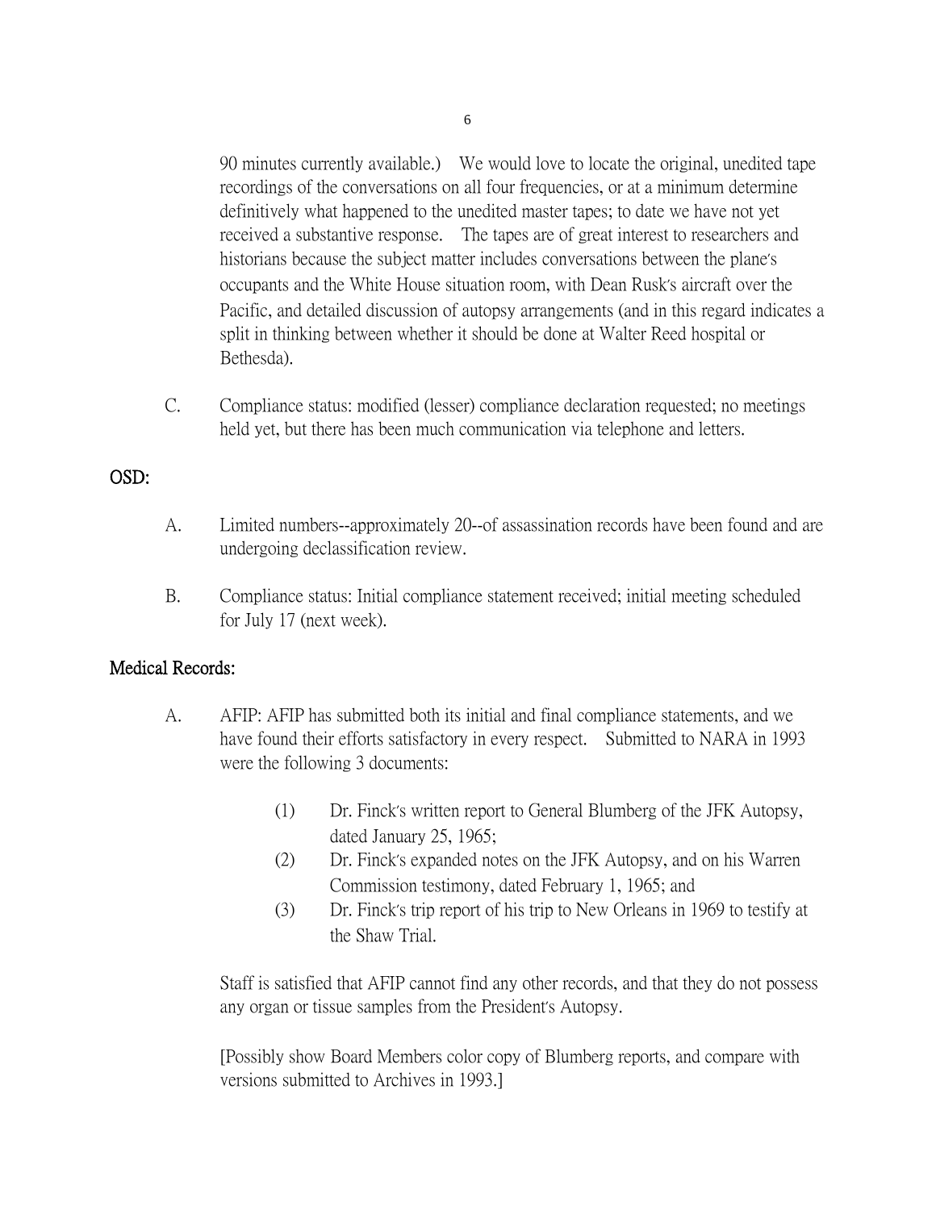90 minutes currently available.) We would love to locate the original, unedited tape recordings of the conversations on all four frequencies, or at a minimum determine definitively what happened to the unedited master tapes; to date we have not yet received a substantive response. The tapes are of great interest to researchers and historians because the subject matter includes conversations between the plane's occupants and the White House situation room, with Dean Rusk's aircraft over the Pacific, and detailed discussion of autopsy arrangements (and in this regard indicates a split in thinking between whether it should be done at Walter Reed hospital or Bethesda).

C. Compliance status: modified (lesser) compliance declaration requested; no meetings held yet, but there has been much communication via telephone and letters.

## OSD:

A. Limited numbers--approximately 20--of assassination records have been found and are undergoing declassification review.

B. Compliance status: Initial compliance statement received; initial meeting scheduled for July 17 (next week).

## Medical Records:

A. AFIP: AFIP has submitted both its initial and final compliance statements, and we have found their efforts satisfactory in every respect. Submitted to NARA in 1993 were the following 3 documents:

(1) Dr. Finck's written report to General Blumberg of the JFK Autopsy, dated January 25, 1965;
(2) Dr. Finck's expanded notes on the JFK Autopsy, and on his Warren Commission testimony, dated February 1, 1965; and
(3) Dr. Finck's trip report of his trip to New Orleans in 1969 to testify at the Shaw Trial.

Staff is satisfied that AFIP cannot find any other records, and that they do not possess any organ or tissue samples from the President's Autopsy.

[Possibly show Board Members color copy of Blumberg reports, and compare with versions submitted to Archives in 1993.]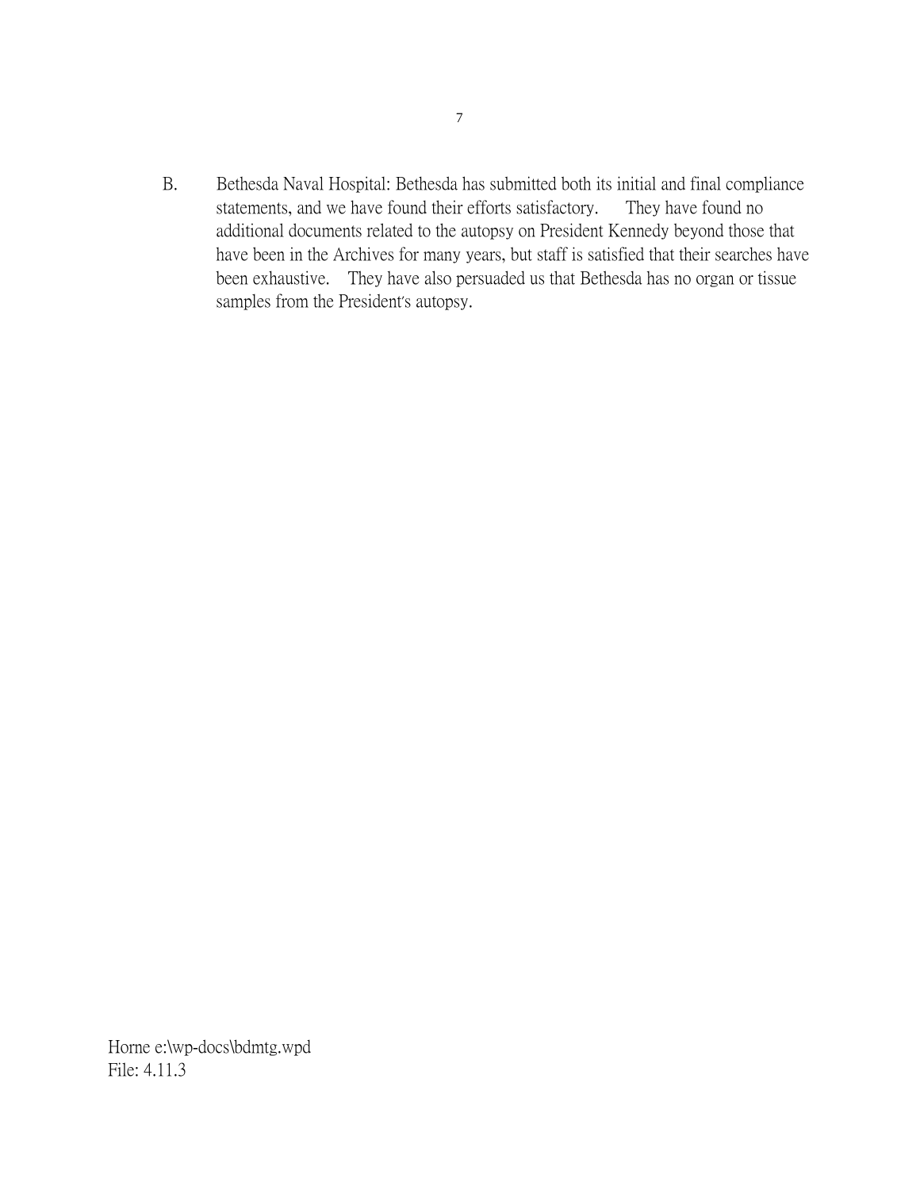B. Bethesda Naval Hospital: Bethesda has submitted both its initial and final compliance statements, and we have found their efforts satisfactory. They have found no additional documents related to the autopsy on President Kennedy beyond those that have been in the Archives for many years, but staff is satisfied that their searches have been exhaustive. They have also persuaded us that Bethesda has no organ or tissue samples from the President's autopsy.

Horne e:\wp-docs\bdmtg.wpd
File: 4.11.3